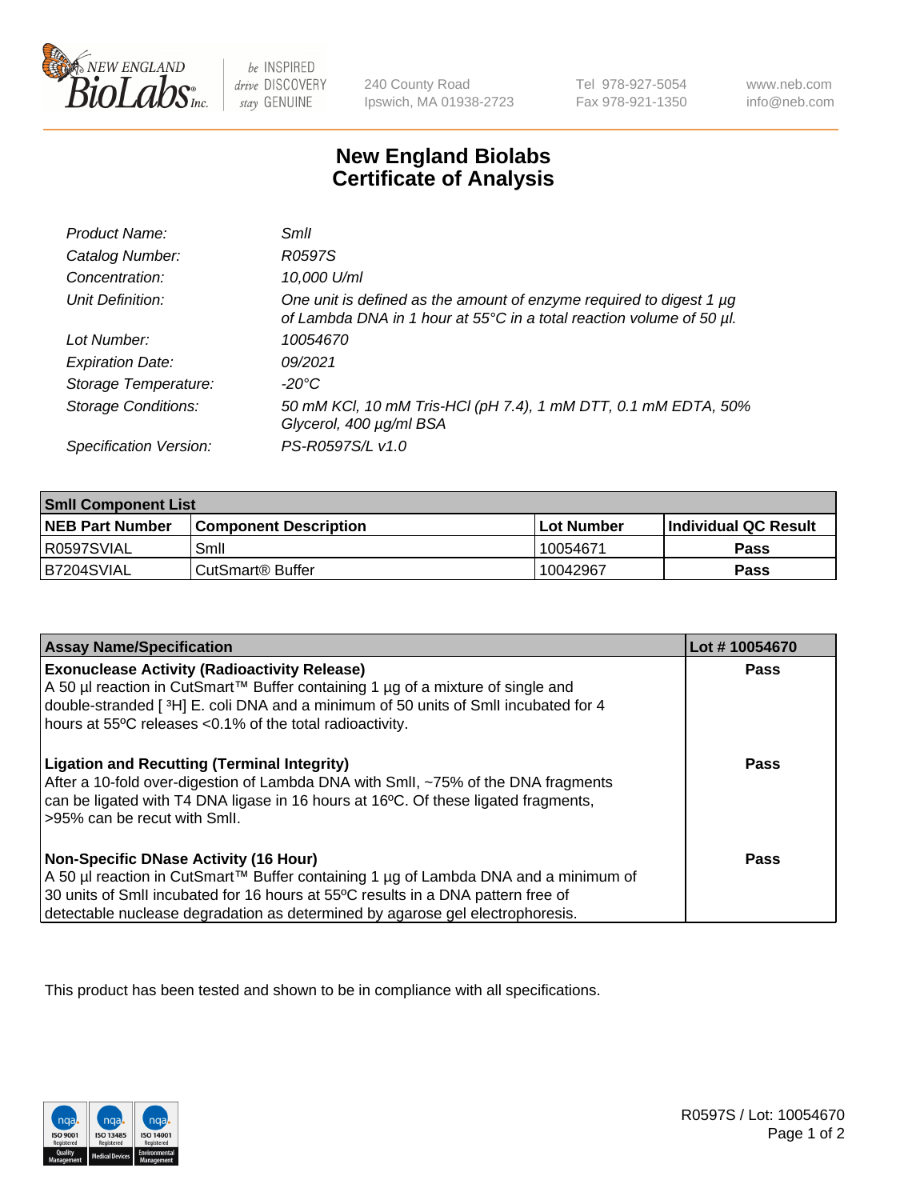# New England Biolabs
# Certificate of Analysis

| | |
|---|---|
| *Product Name:* | *SmlI* |
| *Catalog Number:* | *R0597S* |
| *Concentration:* | *10,000 U/ml* |
| *Unit Definition:* | *One unit is defined as the amount of enzyme required to digest 1 µg of Lambda DNA in 1 hour at 55°C in a total reaction volume of 50 µl.* |
| *Lot Number:* | *10054670* |
| *Expiration Date:* | *09/2021* |
| *Storage Temperature:* | *-20°C* |
| *Storage Conditions:* | *50 mM KCl, 10 mM Tris-HCl (pH 7.4), 1 mM DTT, 0.1 mM EDTA, 50% Glycerol, 400 µg/ml BSA* |
| *Specification Version:* | *PS-R0597S/L v1.0* |

| SmlI Component List | | | |
|---|---|---|---|
| **NEB Part Number** | **Component Description** | **Lot Number** | **Individual QC Result** |
| R0597SVIAL | SmlI | 10054671 | **Pass** |
| B7204SVIAL | CutSmart® Buffer | 10042967 | **Pass** |

| Assay Name/Specification | Lot # 10054670 |
|---|---|
| **Exonuclease Activity (Radioactivity Release)** A 50 µl reaction in CutSmart™ Buffer containing 1 µg of a mixture of single and double-stranded [ $^3$H] E. coli DNA and a minimum of 50 units of SmlI incubated for 4 hours at 55ºC releases <0.1% of the total radioactivity. | **Pass** |
| **Ligation and Recutting (Terminal Integrity)** After a 10-fold over-digestion of Lambda DNA with SmlI, ~75% of the DNA fragments can be ligated with T4 DNA ligase in 16 hours at 16ºC. Of these ligated fragments, >95% can be recut with SmlI. | **Pass** |
| **Non-Specific DNase Activity (16 Hour)** A 50 µl reaction in CutSmart™ Buffer containing 1 µg of Lambda DNA and a minimum of 30 units of SmlI incubated for 16 hours at 55ºC results in a DNA pattern free of detectable nuclease degradation as determined by agarose gel electrophoresis. | **Pass** |

This product has been tested and shown to be in compliance with all specifications.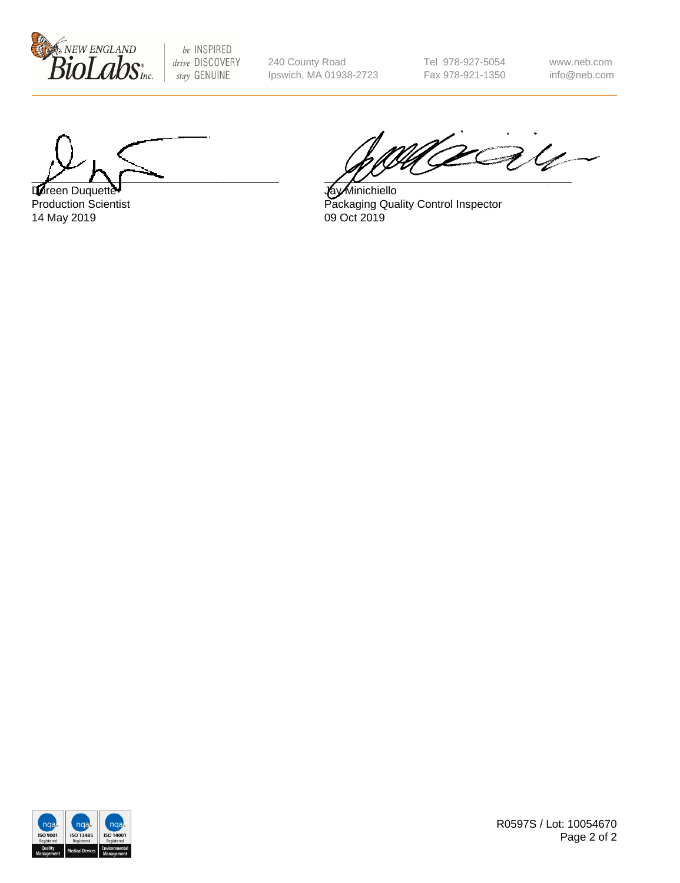Doreen Duquette
Production Scientist
14 May 2019

Jay Minichiello
Packaging Quality Control Inspector
09 Oct 2019

R0597S / Lot: 10054670